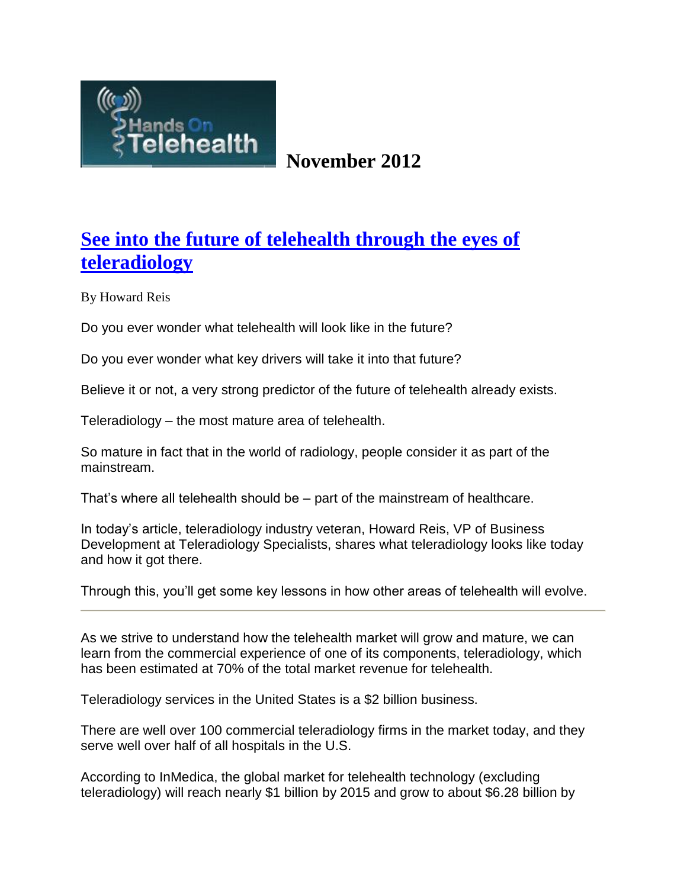Hands On Telehealth

**November 2012**

# See into the future of telehealth through the eyes of teleradiology

By Howard Reis

Do you ever wonder what telehealth will look like in the future?

Do you ever wonder what key drivers will take it into that future?

Believe it or not, a very strong predictor of the future of telehealth already exists.

Teleradiology – the most mature area of telehealth.

So mature in fact that in the world of radiology, people consider it as part of the mainstream.

That's where all telehealth should be – part of the mainstream of healthcare.

In today's article, teleradiology industry veteran, Howard Reis, VP of Business Development at Teleradiology Specialists, shares what teleradiology looks like today and how it got there.

Through this, you'll get some key lessons in how other areas of telehealth will evolve.

---

As we strive to understand how the telehealth market will grow and mature, we can learn from the commercial experience of one of its components, teleradiology, which has been estimated at 70% of the total market revenue for telehealth.

Teleradiology services in the United States is a $2 billion business.

There are well over 100 commercial teleradiology firms in the market today, and they serve well over half of all hospitals in the U.S.

According to InMedica, the global market for telehealth technology (excluding teleradiology) will reach nearly $1 billion by 2015 and grow to about $6.28 billion by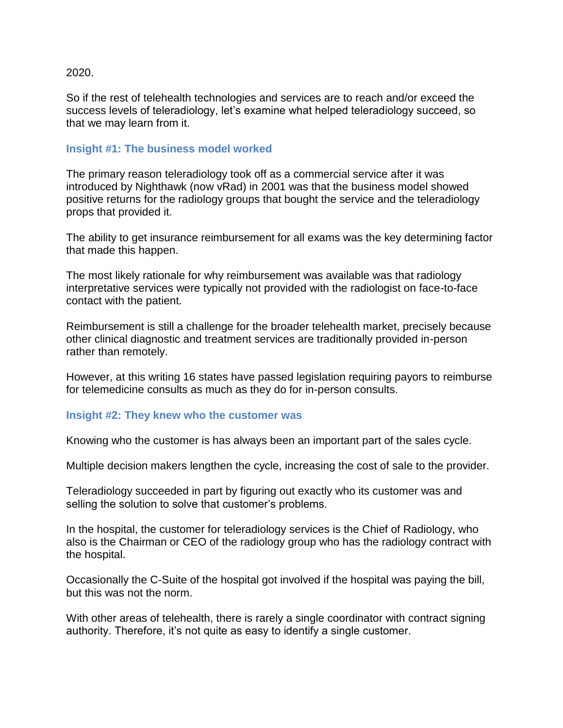2020.

So if the rest of telehealth technologies and services are to reach and/or exceed the success levels of teleradiology, let's examine what helped teleradiology succeed, so that we may learn from it.

### Insight #1: The business model worked

The primary reason teleradiology took off as a commercial service after it was introduced by Nighthawk (now vRad) in 2001 was that the business model showed positive returns for the radiology groups that bought the service and the teleradiology props that provided it.

The ability to get insurance reimbursement for all exams was the key determining factor that made this happen.

The most likely rationale for why reimbursement was available was that radiology interpretative services were typically not provided with the radiologist on face-to-face contact with the patient.

Reimbursement is still a challenge for the broader telehealth market, precisely because other clinical diagnostic and treatment services are traditionally provided in-person rather than remotely.

However, at this writing 16 states have passed legislation requiring payors to reimburse for telemedicine consults as much as they do for in-person consults.

### Insight #2: They knew who the customer was

Knowing who the customer is has always been an important part of the sales cycle.

Multiple decision makers lengthen the cycle, increasing the cost of sale to the provider.

Teleradiology succeeded in part by figuring out exactly who its customer was and selling the solution to solve that customer's problems.

In the hospital, the customer for teleradiology services is the Chief of Radiology, who also is the Chairman or CEO of the radiology group who has the radiology contract with the hospital.

Occasionally the C-Suite of the hospital got involved if the hospital was paying the bill, but this was not the norm.

With other areas of telehealth, there is rarely a single coordinator with contract signing authority. Therefore, it's not quite as easy to identify a single customer.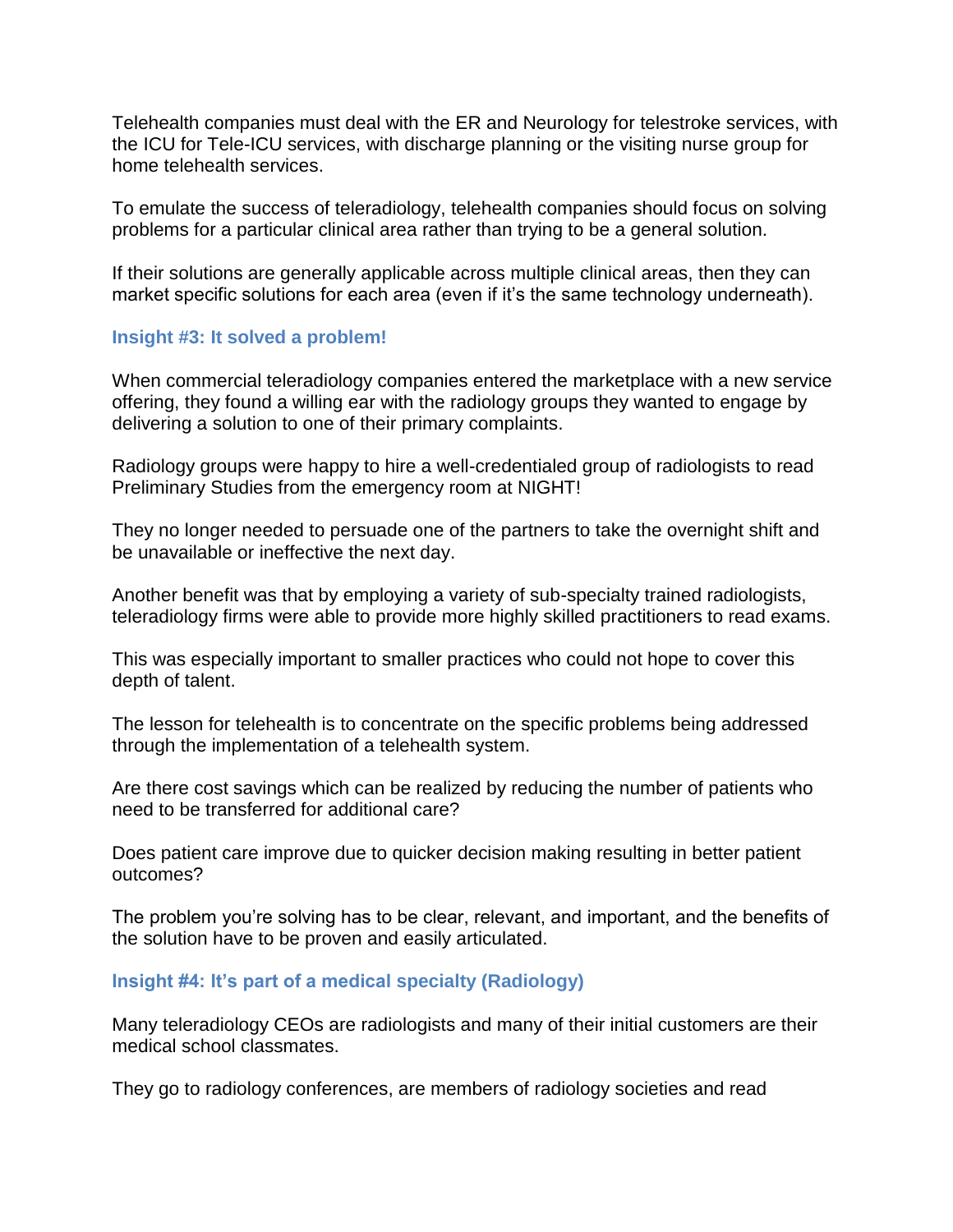Telehealth companies must deal with the ER and Neurology for telestroke services, with the ICU for Tele-ICU services, with discharge planning or the visiting nurse group for home telehealth services.

To emulate the success of teleradiology, telehealth companies should focus on solving problems for a particular clinical area rather than trying to be a general solution.

If their solutions are generally applicable across multiple clinical areas, then they can market specific solutions for each area (even if it's the same technology underneath).

### Insight #3: It solved a problem!

When commercial teleradiology companies entered the marketplace with a new service offering, they found a willing ear with the radiology groups they wanted to engage by delivering a solution to one of their primary complaints.

Radiology groups were happy to hire a well-credentialed group of radiologists to read Preliminary Studies from the emergency room at NIGHT!

They no longer needed to persuade one of the partners to take the overnight shift and be unavailable or ineffective the next day.

Another benefit was that by employing a variety of sub-specialty trained radiologists, teleradiology firms were able to provide more highly skilled practitioners to read exams.

This was especially important to smaller practices who could not hope to cover this depth of talent.

The lesson for telehealth is to concentrate on the specific problems being addressed through the implementation of a telehealth system.

Are there cost savings which can be realized by reducing the number of patients who need to be transferred for additional care?

Does patient care improve due to quicker decision making resulting in better patient outcomes?

The problem you're solving has to be clear, relevant, and important, and the benefits of the solution have to be proven and easily articulated.

### Insight #4: It's part of a medical specialty (Radiology)

Many teleradiology CEOs are radiologists and many of their initial customers are their medical school classmates.

They go to radiology conferences, are members of radiology societies and read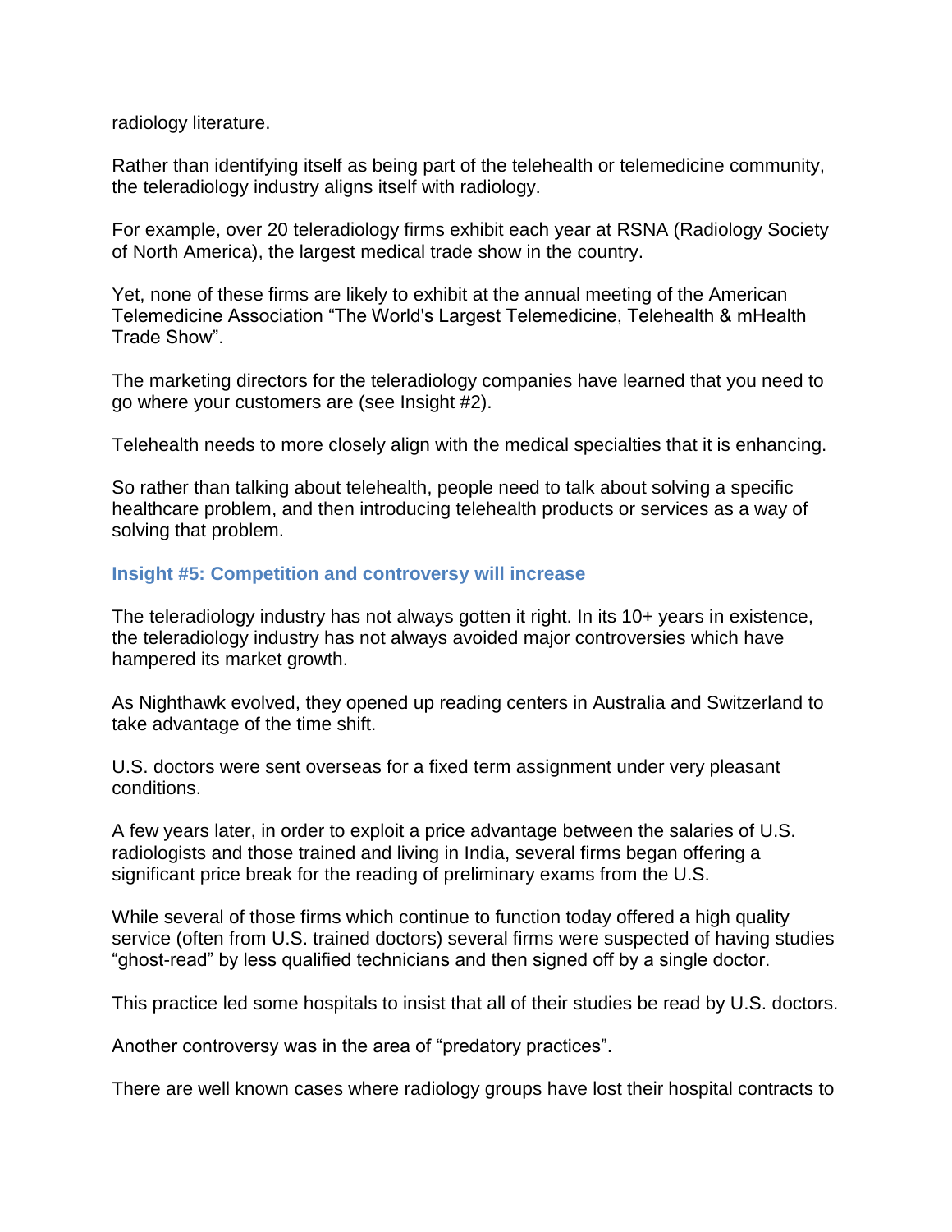radiology literature.

Rather than identifying itself as being part of the telehealth or telemedicine community, the teleradiology industry aligns itself with radiology.

For example, over 20 teleradiology firms exhibit each year at RSNA (Radiology Society of North America), the largest medical trade show in the country.

Yet, none of these firms are likely to exhibit at the annual meeting of the American Telemedicine Association "The World's Largest Telemedicine, Telehealth & mHealth Trade Show".

The marketing directors for the teleradiology companies have learned that you need to go where your customers are (see Insight #2).

Telehealth needs to more closely align with the medical specialties that it is enhancing.

So rather than talking about telehealth, people need to talk about solving a specific healthcare problem, and then introducing telehealth products or services as a way of solving that problem.

### Insight #5: Competition and controversy will increase

The teleradiology industry has not always gotten it right. In its 10+ years in existence, the teleradiology industry has not always avoided major controversies which have hampered its market growth.

As Nighthawk evolved, they opened up reading centers in Australia and Switzerland to take advantage of the time shift.

U.S. doctors were sent overseas for a fixed term assignment under very pleasant conditions.

A few years later, in order to exploit a price advantage between the salaries of U.S. radiologists and those trained and living in India, several firms began offering a significant price break for the reading of preliminary exams from the U.S.

While several of those firms which continue to function today offered a high quality service (often from U.S. trained doctors) several firms were suspected of having studies "ghost-read" by less qualified technicians and then signed off by a single doctor.

This practice led some hospitals to insist that all of their studies be read by U.S. doctors.

Another controversy was in the area of "predatory practices".

There are well known cases where radiology groups have lost their hospital contracts to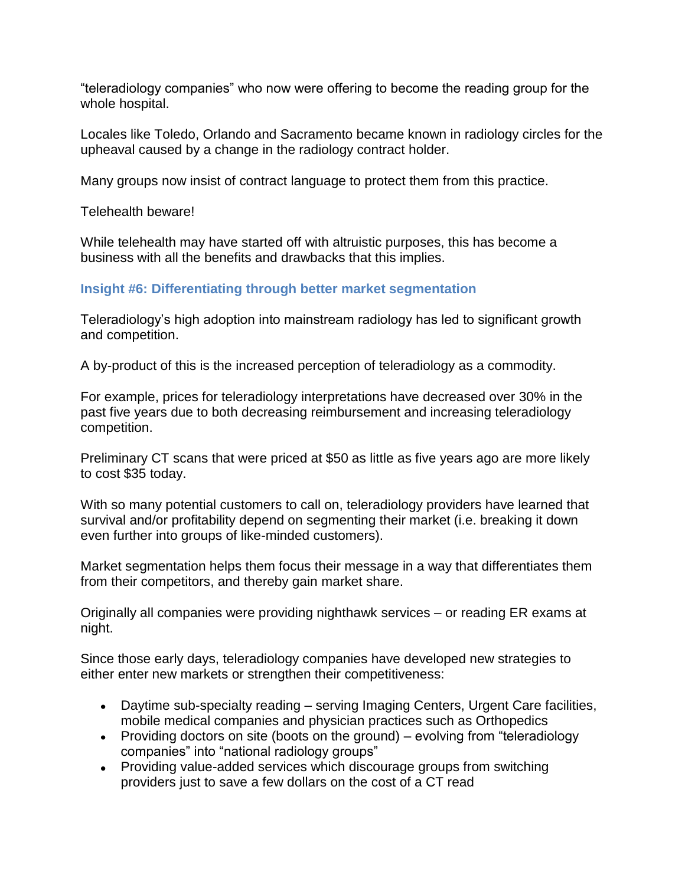"teleradiology companies" who now were offering to become the reading group for the whole hospital.

Locales like Toledo, Orlando and Sacramento became known in radiology circles for the upheaval caused by a change in the radiology contract holder.

Many groups now insist of contract language to protect them from this practice.

Telehealth beware!

While telehealth may have started off with altruistic purposes, this has become a business with all the benefits and drawbacks that this implies.

### Insight #6: Differentiating through better market segmentation

Teleradiology's high adoption into mainstream radiology has led to significant growth and competition.

A by-product of this is the increased perception of teleradiology as a commodity.

For example, prices for teleradiology interpretations have decreased over 30% in the past five years due to both decreasing reimbursement and increasing teleradiology competition.

Preliminary CT scans that were priced at $50 as little as five years ago are more likely to cost $35 today.

With so many potential customers to call on, teleradiology providers have learned that survival and/or profitability depend on segmenting their market (i.e. breaking it down even further into groups of like-minded customers).

Market segmentation helps them focus their message in a way that differentiates them from their competitors, and thereby gain market share.

Originally all companies were providing nighthawk services – or reading ER exams at night.

Since those early days, teleradiology companies have developed new strategies to either enter new markets or strengthen their competitiveness:

- Daytime sub-specialty reading – serving Imaging Centers, Urgent Care facilities, mobile medical companies and physician practices such as Orthopedics
- Providing doctors on site (boots on the ground) – evolving from "teleradiology companies" into "national radiology groups"
- Providing value-added services which discourage groups from switching providers just to save a few dollars on the cost of a CT read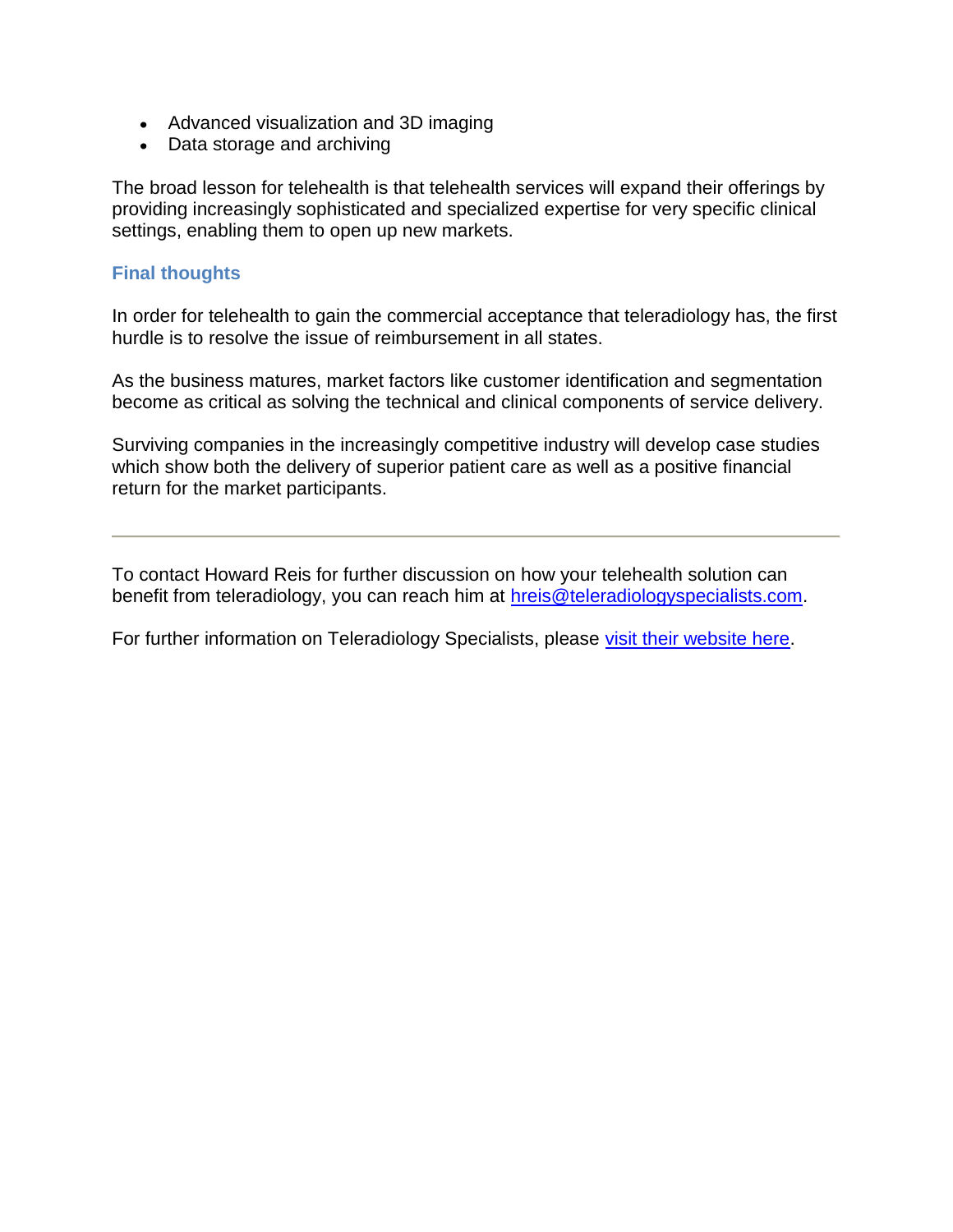- Advanced visualization and 3D imaging
- Data storage and archiving

The broad lesson for telehealth is that telehealth services will expand their offerings by providing increasingly sophisticated and specialized expertise for very specific clinical settings, enabling them to open up new markets.

### Final thoughts

In order for telehealth to gain the commercial acceptance that teleradiology has, the first hurdle is to resolve the issue of reimbursement in all states.

As the business matures, market factors like customer identification and segmentation become as critical as solving the technical and clinical components of service delivery.

Surviving companies in the increasingly competitive industry will develop case studies which show both the delivery of superior patient care as well as a positive financial return for the market participants.

---

To contact Howard Reis for further discussion on how your telehealth solution can benefit from teleradiology, you can reach him at hreis@teleradiologyspecialists.com.

For further information on Teleradiology Specialists, please visit their website here.